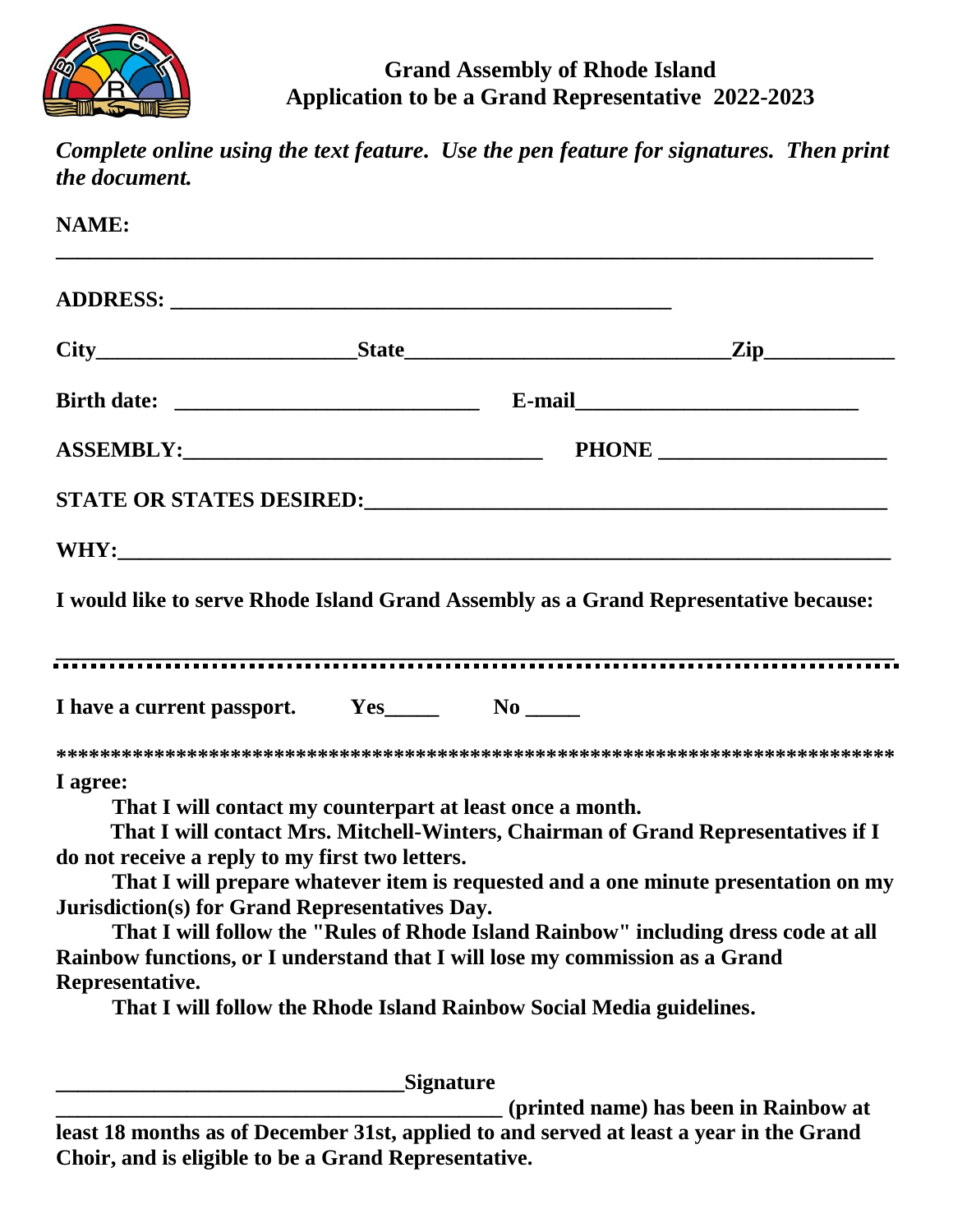# Grand Assembly of Rhode Island
## Application to be a Grand Representative 2022-2023

*Complete online using the text feature. Use the pen feature for signatures. Then print the document.*

**NAME:**

______________________________________________________________________________

**ADDRESS:** ____________________________________________

**City**_______________________**State**_____________________________**Zip**____________

**Birth date:** ____________________________ **E-mail**__________________________

**ASSEMBLY:**________________________________ **PHONE** ____________________

**STATE OR STATES DESIRED:**_________________________________________________

**WHY:**______________________________________________________________________

**I would like to serve Rhode Island Grand Assembly as a Grand Representative because:**

______________________________________________________________________________

**I have a current passport. Yes_____ No _____**

*******************************************************************************

**I agree:**

**That I will contact my counterpart at least once a month.**

**That I will contact Mrs. Mitchell-Winters, Chairman of Grand Representatives if I do not receive a reply to my first two letters.**

**That I will prepare whatever item is requested and a one minute presentation on my Jurisdiction(s) for Grand Representatives Day.**

**That I will follow the "Rules of Rhode Island Rainbow" including dress code at all Rainbow functions, or I understand that I will lose my commission as a Grand Representative.**

**That I will follow the Rhode Island Rainbow Social Media guidelines.**

________________________________**Signature**

_________________________________________ **(printed name) has been in Rainbow at least 18 months as of December 31st, applied to and served at least a year in the Grand Choir, and is eligible to be a Grand Representative.**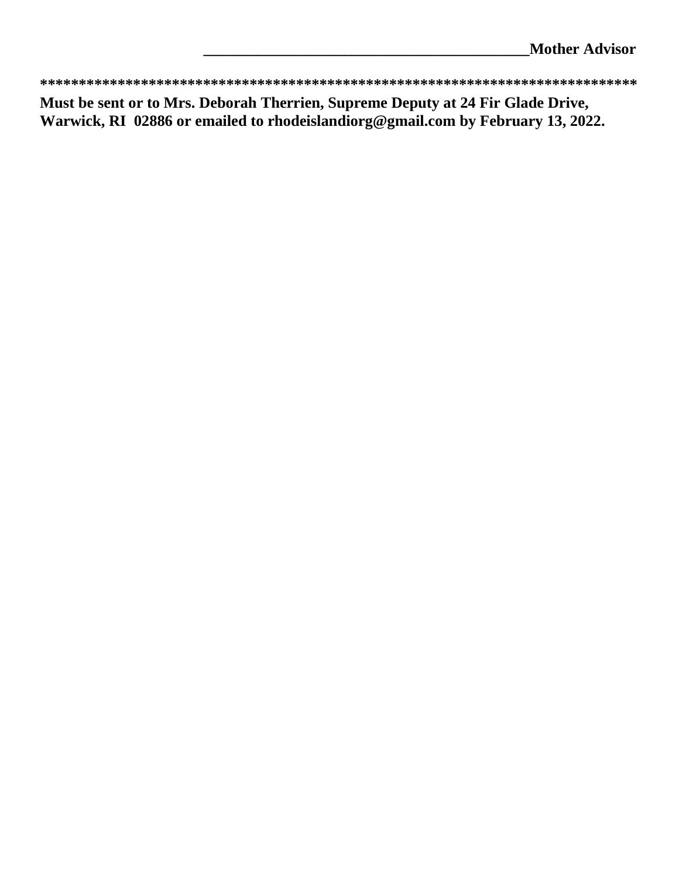**_________________________________________Mother Advisor**

********************************************************************************

**Must be sent or to Mrs. Deborah Therrien, Supreme Deputy at 24 Fir Glade Drive, Warwick, RI 02886 or emailed to rhodeislandiorg@gmail.com by February 13, 2022.**